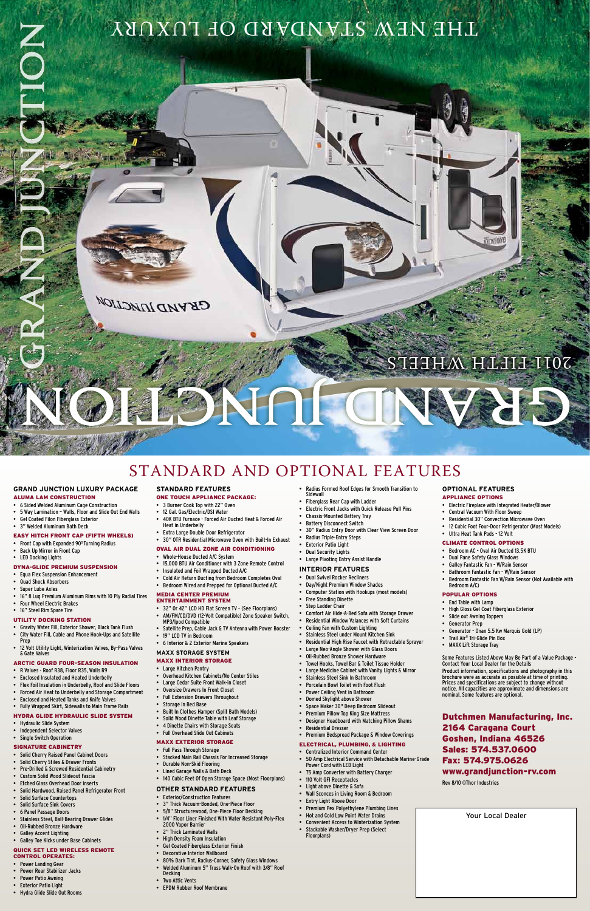# GRAND JUNCTION

THE NEW STANDARD OF LUXURY

2011 FIFTH WHEELS

# GRAND JUNCTION

## STANDARD AND OPTIONAL FEATURES

### GRAND JUNCTION LUXURY PACKAGE

**ALUMA LAM CONSTRUCTION**

- 6 Sided Welded Aluminum Cage Construction
- 5 Way Lamination – Walls, Floor and Slide Out End Walls
- Gel Coated Filon Fiberglass Exterior
- 3" Welded Aluminum Bath Deck

**EASY HITCH FRONT CAP (FIFTH WHEELS)**

- Front Cap with Expanded 90° Turning Radius
- Back Up Mirror in Front Cap
- LED Docking Lights

**DYNA-GLIDE PREMIUM SUSPENSION**

- Equa Flex Suspension Enhancement
- Quad Shock Absorbers
- Super Lube Axles
- 16" 8 Lug Premium Aluminum Rims with 10 Ply Radial Tires
- Four Wheel Electric Brakes
- 16" Steel Rim Spare Tire

**UTILITY DOCKING STATION**

- Gravity Water Fill, Exterior Shower, Black Tank Flush
- City Water Fill, Cable and Phone Hook-Ups and Satellite Prep
- 12 Volt Utility Light, Winterization Valves, By-Pass Valves & Gate Valves

**ARCTIC GUARD FOUR-SEASON INSULATION**

- R Values - Roof R38, Floor R35, Walls R9
- Enclosed Insulated and Heated Underbelly
- Flex Foil Insulation in Underbelly, Roof and Slide Floors
- Forced Air Heat to Underbelly and Storage Compartment
- Enclosed and Heated Tanks and Knife Valves
- Fully Wrapped Skirt, Sidewalls to Main Frame Rails

**HYDRA GLIDE HYDRAULIC SLIDE SYSTEM**

- Hydraulic Slide System
- Independent Selector Valves
- Single Switch Operation

**SIGNATURE CABINETRY**

- Solid Cherry Raised Panel Cabinet Doors
- Solid Cherry Stiles & Drawer Fronts
- Pre-Drilled & Screwed Residential Cabinetry
- Custom Solid Wood Slideout Fascia
- Etched Glass Overhead Door inserts
- Solid Hardwood, Raised Panel Refrigerator Front
- Solid Surface Countertops
- Solid Surface Sink Covers
- 6 Panel Passage Doors
- Stainless Steel, Ball-Bearing Drawer Glides
- Oil-Rubbed Bronze Hardware
- Galley Accent Lighting
- Galley Toe Kicks under Base Cabinets

**QUICK SET LED WIRELESS REMOTE CONTROL OPERATES:**

- Power Landing Gear
- Power Rear Stabilizer Jacks
- Power Patio Awning
- Exterior Patio Light
- Hydra Glide Slide Out Rooms

### STANDARD FEATURES

**ONE TOUCH APPLIANCE PACKAGE:**

- 3 Burner Cook Top with 22" Oven
- 12 Gal. Gas/Electric/DSI Water
- 40K BTU Furnace - Forced Air Ducted Heat & Forced Air Heat in Underbelly
- Extra Large Double Door Refrigerator
- 30" OTR Residential Microwave Oven with Built-In Exhaust

**OVAL AIR DUAL ZONE AIR CONDITIONING**

- Whole-House Ducted A/C System
- 15,000 BTU Air Conditioner with 3 Zone Remote Control
- Insulated and Foil Wrapped Ducted A/C
- Cold Air Return Ducting from Bedroom Completes Oval
- Bedroom Wired and Prepped for Optional Ducted A/C

**MEDIA CENTER PREMIUM ENTERTAINMENT SYSTEM**

- 32" Or 42" LCD HD Flat Screen TV - (See Floorplans)
- AM/FM/CD/DVD (12-Volt Compatible) Zone Speaker Switch, MP3/Ipod Compatible
- Satellite Prep, Cable Jack & TV Antenna with Power Booster
- 19" LCD TV in Bedroom
- 6 Interior & 2 Exterior Marine Speakers

**MAXX STORAGE SYSTEM**

**MAXX INTERIOR STORAGE**

- Large Kitchen Pantry
- Overhead Kitchen Cabinets/No Center Stiles
- Large Cedar Suite Front Walk-in Closet
- Oversize Drawers In Front Closet
- Full Extension Drawers Throughout
- Storage in Bed Base
- Built In Clothes Hamper (Split Bath Models)
- Solid Wood Dinette Table with Leaf Storage
- 4 Dinette Chairs with Storage Seats
- Full Overhead Slide Out Cabinets

**MAXX EXTERIOR STORAGE**

- Full Pass Through Storage
- Stacked Main Rail Chassis For Increased Storage
- Durable Non-Skid Flooring
- Lined Garage Walls & Bath Deck
- 140 Cubic Feet Of Open Storage Space (Most Floorplans)

**OTHER STANDARD FEATURES**

- Exterior/Construction Features
- 3" Thick Vacuum-Bonded, One-Piece Floor
- 5/8" Structurewood, One-Piece Floor Decking
- 1/4" Floor Liner Finished With Water Resistant Poly-Flex 2000 Vapor Barrier
- 2" Thick Laminated Walls
- High Density Foam Insulation
- Gel Coated Fiberglass Exterior Finish
- Decorative Interior Wallboard
- 80% Dark Tint, Radius-Corner, Safety Glass Windows
- Welded Aluminum 5" Truss Walk-On Roof with 3/8" Roof Decking
- Two Attic Vents
- EPDM Rubber Roof Membrane
- Radius Formed Roof Edges for Smooth Transition to Sidewall
- Fiberglass Rear Cap with Ladder
- Electric Front Jacks with Quick Release Pull Pins
- Chassis-Mounted Battery Tray
- Battery Disconnect Switch
- 30" Radius Entry Door with Clear View Screen Door
- Radius Triple-Entry Steps
- Exterior Patio Light
- Dual Security Lights
- Large Pivoting Entry Assist Handle

**INTERIOR FEATURES**

- Dual Swivel Rocker Recliners
- Day/Night Premium Window Shades
- Computer Station with Hookups (most models)
- Free Standing Dinette
- Step Ladder Chair
- Comfort Air Hide-A-Bed Sofa with Storage Drawer
- Residential Window Valances with Soft Curtains
- Ceiling Fan with Custom Lighting
- Stainless Steel under Mount Kitchen Sink
- Residential High Rise Faucet with Retractable Sprayer
- Large Neo-Angle Shower with Glass Doors
- Oil-Rubbed Bronze Shower Hardware
- Towel Hooks, Towel Bar & Toilet Tissue Holder
- Large Medicine Cabinet with Vanity Lights & Mirror
- Stainless Steel Sink In Bathroom
- Porcelain Bowl Toilet with Foot Flush
- Power Ceiling Vent in Bathroom
- Domed Skylight above Shower
- Space Maker 30" Deep Bedroom Slideout
- Premium Pillow Top King Size Mattress
- Designer Headboard with Matching Pillow Shams
- Residential Dresser
- Premium Bedspread Package & Window Coverings

**ELECTRICAL, PLUMBING, & LIGHTING**

- Centralized Interior Command Center
- 50 Amp Electrical Service with Detachable Marine-Grade Power Cord with LED Light
- 75 Amp Converter with Battery Charger
- 110 Volt GFI Receptacles
- Light above Dinette & Sofa
- Wall Sconces in Living Room & Bedroom
- Entry Light Above Door
- Premium Pex Polyethylene Plumbing Lines
- Hot and Cold Low Point Water Drains
- Convenient Access to Winterization System
- Stackable Washer/Dryer Prep (Select Floorplans)

### OPTIONAL FEATURES

**APPLIANCE OPTIONS**

- Electric Fireplace with Integrated Heater/Blower
- Central Vacuum With Floor Sweep
- Residential 30" Convection Microwave Oven
- 12 Cubic Foot Four-Door Refrigerator (Most Models)
- Ultra Heat Tank Pads - 12 Volt

**CLIMATE CONTROL OPTIONS**

- Bedroom AC - Oval Air Ducted 13.5K BTU
- Dual Pane Safety Glass Windows
- Galley Fantastic Fan - W/Rain Sensor
- Bathroom Fantastic Fan - W/Rain Sensor
- Bedroom Fantastic Fan W/Rain Sensor (Not Available with Bedroom A/C)

**POPULAR OPTIONS**

- End Table with Lamp
- High Gloss Gel Coat Fiberglass Exterior
- Slide out Awning Toppers
- Generator Prep
- Generator - Onan 5.5 Kw Marquis Gold (LP)
- Trail Air® Tri-Glide Pin Box
- MAXX Lift Storage Tray

Some Features Listed Above May Be Part of a Value Package - Contact Your Local Dealer for the Details

Product information, specifications and photography in this brochure were as accurate as possible at time of printing. Prices and specifications are subject to change without notice. All capacities are approximate and dimensions are nominal. Some features are optional.

**Dutchmen Manufacturing, Inc.**
**2164 Caragana Court**
**Goshen, Indiana 46526**
**Sales: 574.537.0600**
**Fax: 574.975.0626**
**www.grandjunction-rv.com**

Rev 8/10 ©Thor Industries

Your Local Dealer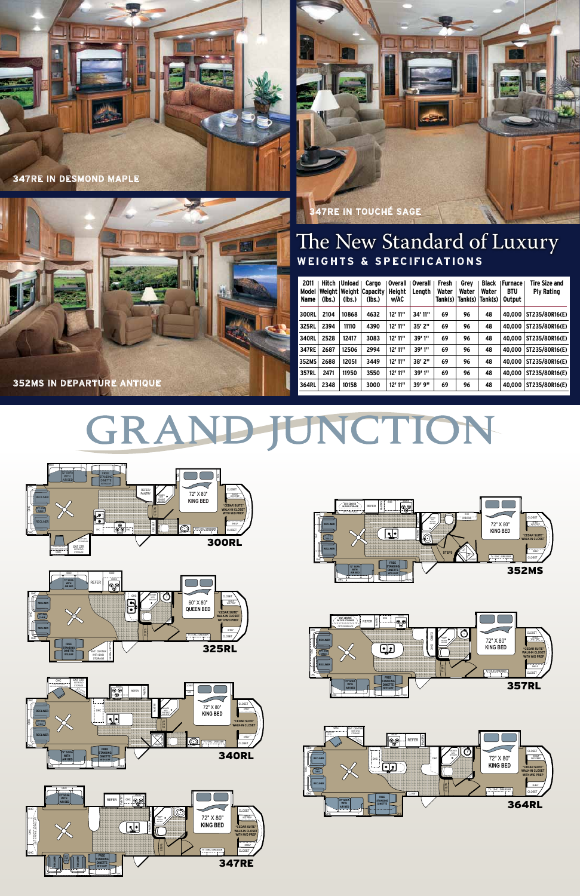347RE IN DESMOND MAPLE

347RE IN TOUCHÉ SAGE

352MS IN DEPARTURE ANTIQUE

# The New Standard of Luxury

## WEIGHTS & SPECIFICATIONS

| 2011 Model Name | Hitch Weight (lbs.) | Unload Weight (lbs.) | Cargo Capacity (lbs.) | Overall Height w/AC | Overall Length | Fresh Water Tank(s) | Grey Water Tank(s) | Black Water Tank(s) | Furnace BTU Output | Tire Size and Ply Rating |
|---|---|---|---|---|---|---|---|---|---|---|
| 300RL | 2104 | 10868 | 4632 | 12' 11" | 34' 11" | 69 | 96 | 48 | 40,000 | ST235/80R16(E) |
| 325RL | 2394 | 11110 | 4390 | 12' 11" | 35' 2" | 69 | 96 | 48 | 40,000 | ST235/80R16(E) |
| 340RL | 2528 | 12417 | 3083 | 12' 11" | 39' 1" | 69 | 96 | 48 | 40,000 | ST235/80R16(E) |
| 347RE | 2687 | 12506 | 2994 | 12' 11" | 39' 1" | 69 | 96 | 48 | 40,000 | ST235/80R16(E) |
| 352MS | 2688 | 12051 | 3449 | 12' 11" | 38' 2" | 69 | 96 | 48 | 40,000 | ST235/80R16(E) |
| 357RL | 2471 | 11950 | 3550 | 12' 11" | 39' 1" | 69 | 96 | 48 | 40,000 | ST235/80R16(E) |
| 364RL | 2348 | 10158 | 3000 | 12' 11" | 39' 9" | 69 | 96 | 48 | 40,000 | ST235/80R16(E) |

# GRAND JUNCTION

300RL

72" X 80" KING BED

352MS

72" X 80" KING BED

325RL

60" X 80" QUEEN BED

357RL

72" X 80" KING BED

340RL

72" X 80" KING BED

364RL

72" X 80" KING BED

347RE

72" X 80" KING BED